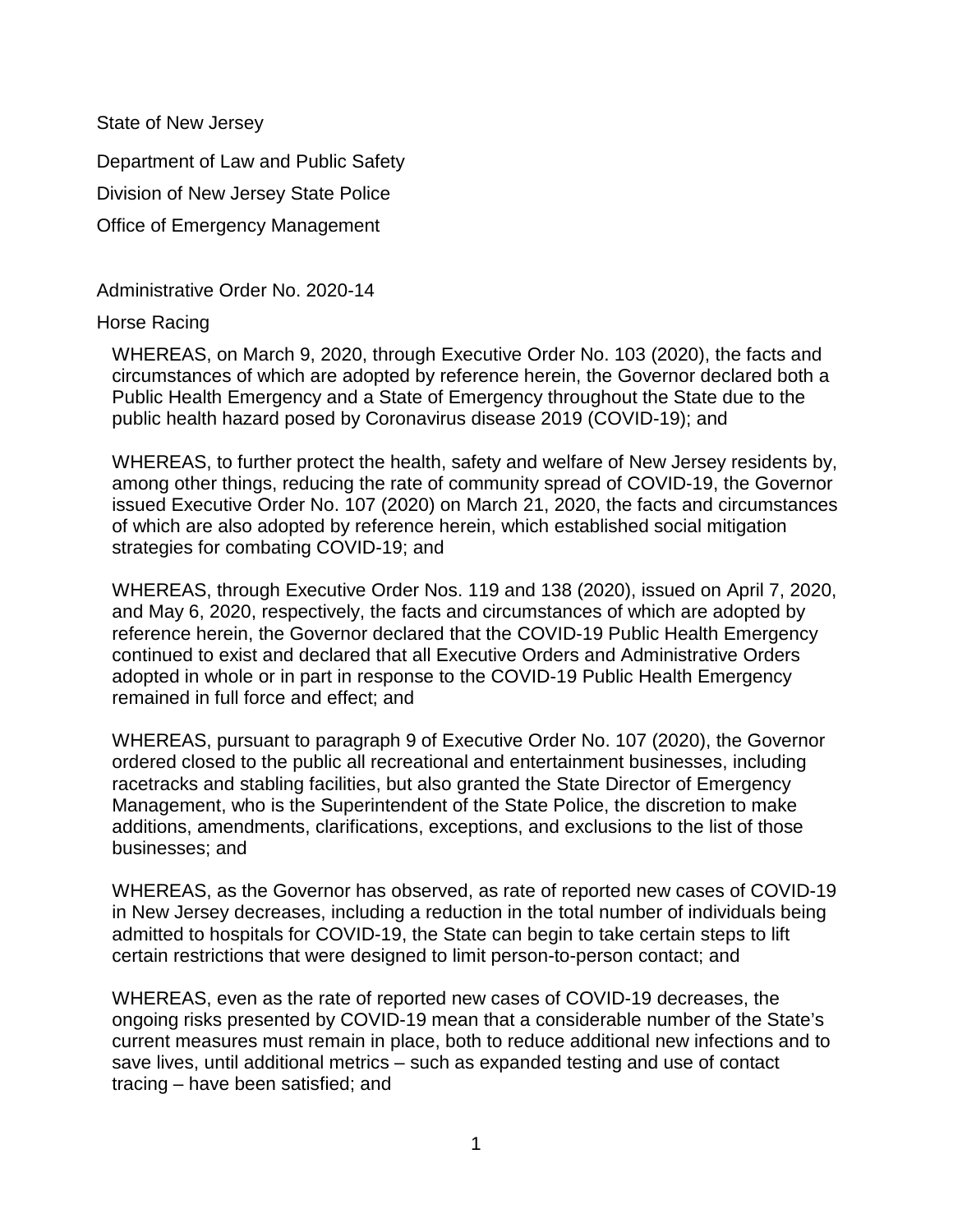State of New Jersey

Department of Law and Public Safety

Division of New Jersey State Police

Office of Emergency Management

Administrative Order No. 2020-14

Horse Racing

WHEREAS, on March 9, 2020, through Executive Order No. 103 (2020), the facts and circumstances of which are adopted by reference herein, the Governor declared both a Public Health Emergency and a State of Emergency throughout the State due to the public health hazard posed by Coronavirus disease 2019 (COVID-19); and

WHEREAS, to further protect the health, safety and welfare of New Jersey residents by, among other things, reducing the rate of community spread of COVID-19, the Governor issued Executive Order No. 107 (2020) on March 21, 2020, the facts and circumstances of which are also adopted by reference herein, which established social mitigation strategies for combating COVID-19; and

WHEREAS, through Executive Order Nos. 119 and 138 (2020), issued on April 7, 2020, and May 6, 2020, respectively, the facts and circumstances of which are adopted by reference herein, the Governor declared that the COVID-19 Public Health Emergency continued to exist and declared that all Executive Orders and Administrative Orders adopted in whole or in part in response to the COVID-19 Public Health Emergency remained in full force and effect; and

WHEREAS, pursuant to paragraph 9 of Executive Order No. 107 (2020), the Governor ordered closed to the public all recreational and entertainment businesses, including racetracks and stabling facilities, but also granted the State Director of Emergency Management, who is the Superintendent of the State Police, the discretion to make additions, amendments, clarifications, exceptions, and exclusions to the list of those businesses; and

WHEREAS, as the Governor has observed, as rate of reported new cases of COVID-19 in New Jersey decreases, including a reduction in the total number of individuals being admitted to hospitals for COVID-19, the State can begin to take certain steps to lift certain restrictions that were designed to limit person-to-person contact; and

WHEREAS, even as the rate of reported new cases of COVID-19 decreases, the ongoing risks presented by COVID-19 mean that a considerable number of the State's current measures must remain in place, both to reduce additional new infections and to save lives, until additional metrics – such as expanded testing and use of contact tracing – have been satisfied; and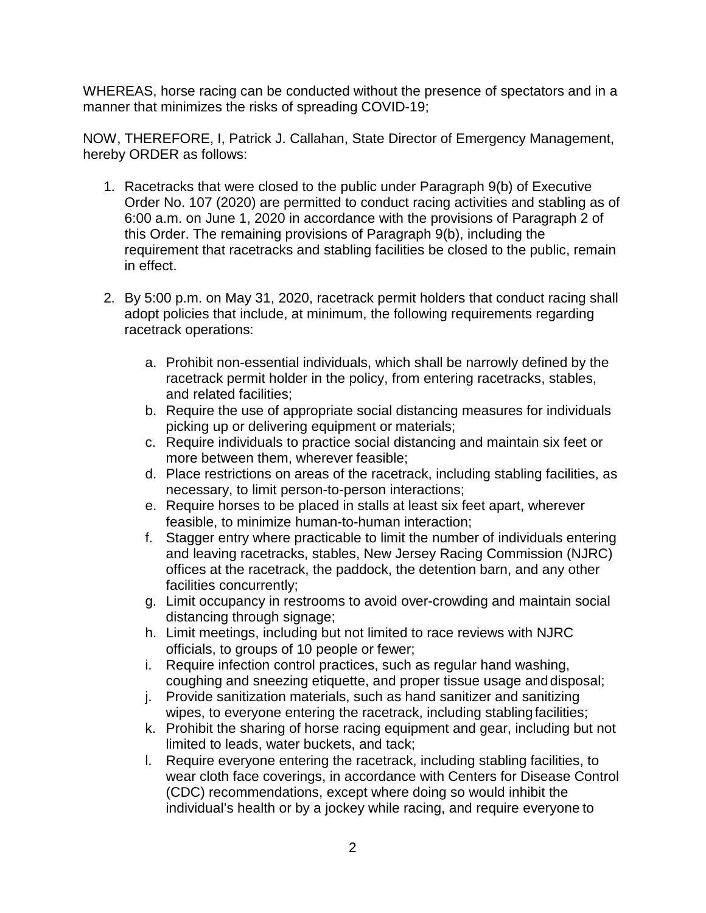WHEREAS, horse racing can be conducted without the presence of spectators and in a manner that minimizes the risks of spreading COVID-19;

NOW, THEREFORE, I, Patrick J. Callahan, State Director of Emergency Management, hereby ORDER as follows:

1. Racetracks that were closed to the public under Paragraph 9(b) of Executive Order No. 107 (2020) are permitted to conduct racing activities and stabling as of 6:00 a.m. on June 1, 2020 in accordance with the provisions of Paragraph 2 of this Order. The remaining provisions of Paragraph 9(b), including the requirement that racetracks and stabling facilities be closed to the public, remain in effect.

2. By 5:00 p.m. on May 31, 2020, racetrack permit holders that conduct racing shall adopt policies that include, at minimum, the following requirements regarding racetrack operations:

    a. Prohibit non-essential individuals, which shall be narrowly defined by the racetrack permit holder in the policy, from entering racetracks, stables, and related facilities;
    b. Require the use of appropriate social distancing measures for individuals picking up or delivering equipment or materials;
    c. Require individuals to practice social distancing and maintain six feet or more between them, wherever feasible;
    d. Place restrictions on areas of the racetrack, including stabling facilities, as necessary, to limit person-to-person interactions;
    e. Require horses to be placed in stalls at least six feet apart, wherever feasible, to minimize human-to-human interaction;
    f. Stagger entry where practicable to limit the number of individuals entering and leaving racetracks, stables, New Jersey Racing Commission (NJRC) offices at the racetrack, the paddock, the detention barn, and any other facilities concurrently;
    g. Limit occupancy in restrooms to avoid over-crowding and maintain social distancing through signage;
    h. Limit meetings, including but not limited to race reviews with NJRC officials, to groups of 10 people or fewer;
    i. Require infection control practices, such as regular hand washing, coughing and sneezing etiquette, and proper tissue usage and disposal;
    j. Provide sanitization materials, such as hand sanitizer and sanitizing wipes, to everyone entering the racetrack, including stabling facilities;
    k. Prohibit the sharing of horse racing equipment and gear, including but not limited to leads, water buckets, and tack;
    l. Require everyone entering the racetrack, including stabling facilities, to wear cloth face coverings, in accordance with Centers for Disease Control (CDC) recommendations, except where doing so would inhibit the individual's health or by a jockey while racing, and require everyone to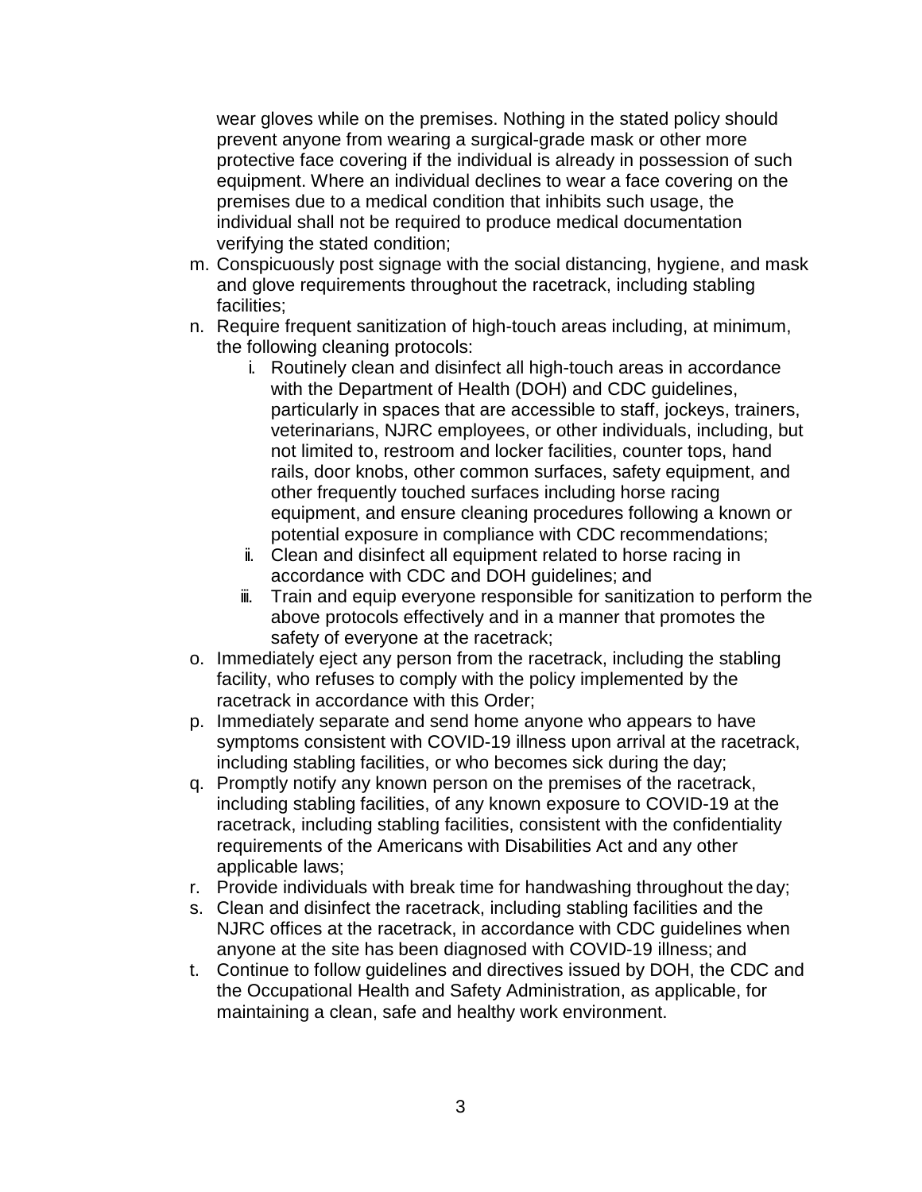wear gloves while on the premises. Nothing in the stated policy should prevent anyone from wearing a surgical-grade mask or other more protective face covering if the individual is already in possession of such equipment. Where an individual declines to wear a face covering on the premises due to a medical condition that inhibits such usage, the individual shall not be required to produce medical documentation verifying the stated condition;

m. Conspicuously post signage with the social distancing, hygiene, and mask and glove requirements throughout the racetrack, including stabling facilities;
n. Require frequent sanitization of high-touch areas including, at minimum, the following cleaning protocols:
    i. Routinely clean and disinfect all high-touch areas in accordance with the Department of Health (DOH) and CDC guidelines, particularly in spaces that are accessible to staff, jockeys, trainers, veterinarians, NJRC employees, or other individuals, including, but not limited to, restroom and locker facilities, counter tops, hand rails, door knobs, other common surfaces, safety equipment, and other frequently touched surfaces including horse racing equipment, and ensure cleaning procedures following a known or potential exposure in compliance with CDC recommendations;
    ii. Clean and disinfect all equipment related to horse racing in accordance with CDC and DOH guidelines; and
    iii. Train and equip everyone responsible for sanitization to perform the above protocols effectively and in a manner that promotes the safety of everyone at the racetrack;
o. Immediately eject any person from the racetrack, including the stabling facility, who refuses to comply with the policy implemented by the racetrack in accordance with this Order;
p. Immediately separate and send home anyone who appears to have symptoms consistent with COVID-19 illness upon arrival at the racetrack, including stabling facilities, or who becomes sick during the day;
q. Promptly notify any known person on the premises of the racetrack, including stabling facilities, of any known exposure to COVID-19 at the racetrack, including stabling facilities, consistent with the confidentiality requirements of the Americans with Disabilities Act and any other applicable laws;
r. Provide individuals with break time for handwashing throughout the day;
s. Clean and disinfect the racetrack, including stabling facilities and the NJRC offices at the racetrack, in accordance with CDC guidelines when anyone at the site has been diagnosed with COVID-19 illness; and
t. Continue to follow guidelines and directives issued by DOH, the CDC and the Occupational Health and Safety Administration, as applicable, for maintaining a clean, safe and healthy work environment.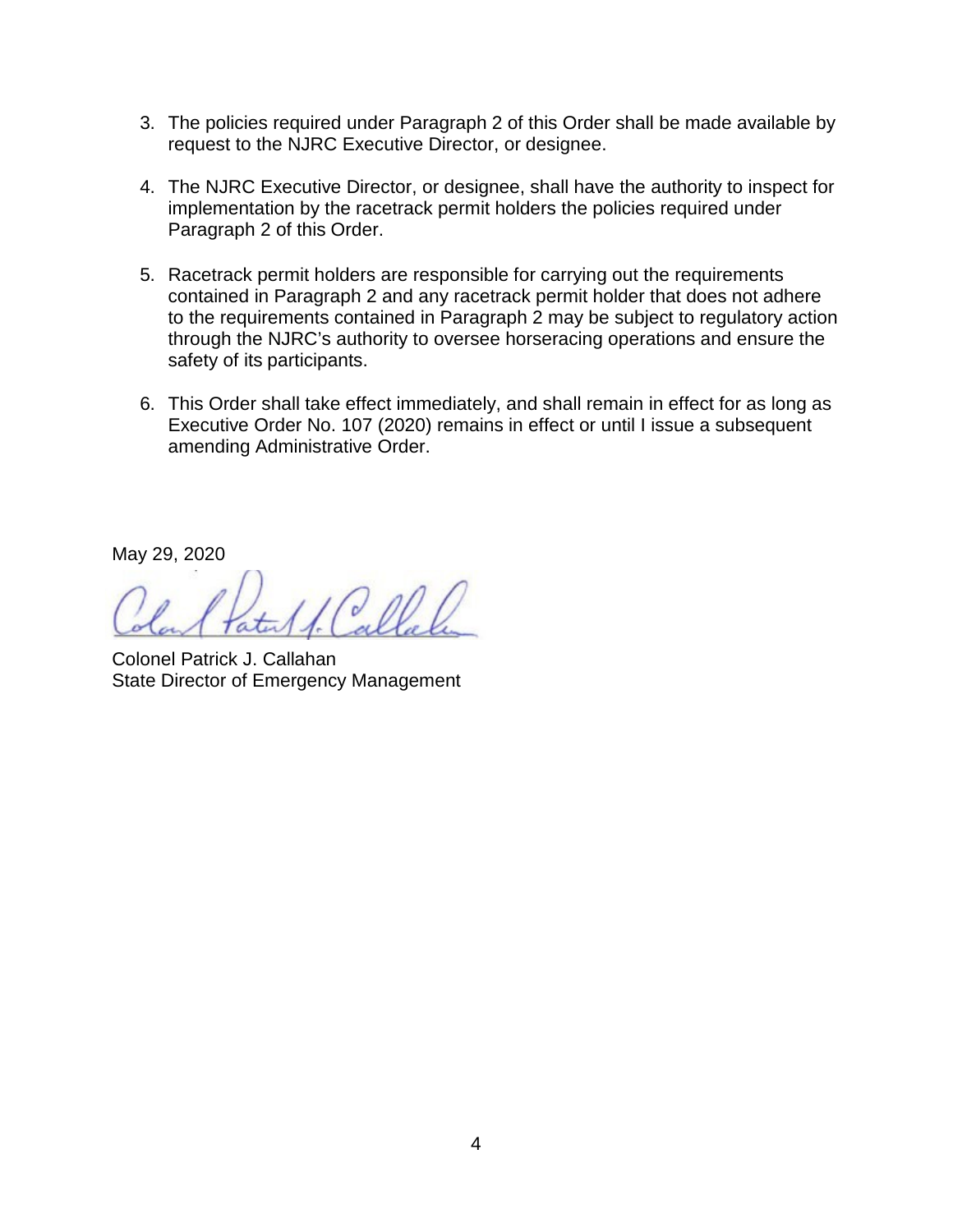3. The policies required under Paragraph 2 of this Order shall be made available by request to the NJRC Executive Director, or designee.

4. The NJRC Executive Director, or designee, shall have the authority to inspect for implementation by the racetrack permit holders the policies required under Paragraph 2 of this Order.

5. Racetrack permit holders are responsible for carrying out the requirements contained in Paragraph 2 and any racetrack permit holder that does not adhere to the requirements contained in Paragraph 2 may be subject to regulatory action through the NJRC's authority to oversee horseracing operations and ensure the safety of its participants.

6. This Order shall take effect immediately, and shall remain in effect for as long as Executive Order No. 107 (2020) remains in effect or until I issue a subsequent amending Administrative Order.

May 29, 2020

Colonel Patrick J. Callahan
State Director of Emergency Management